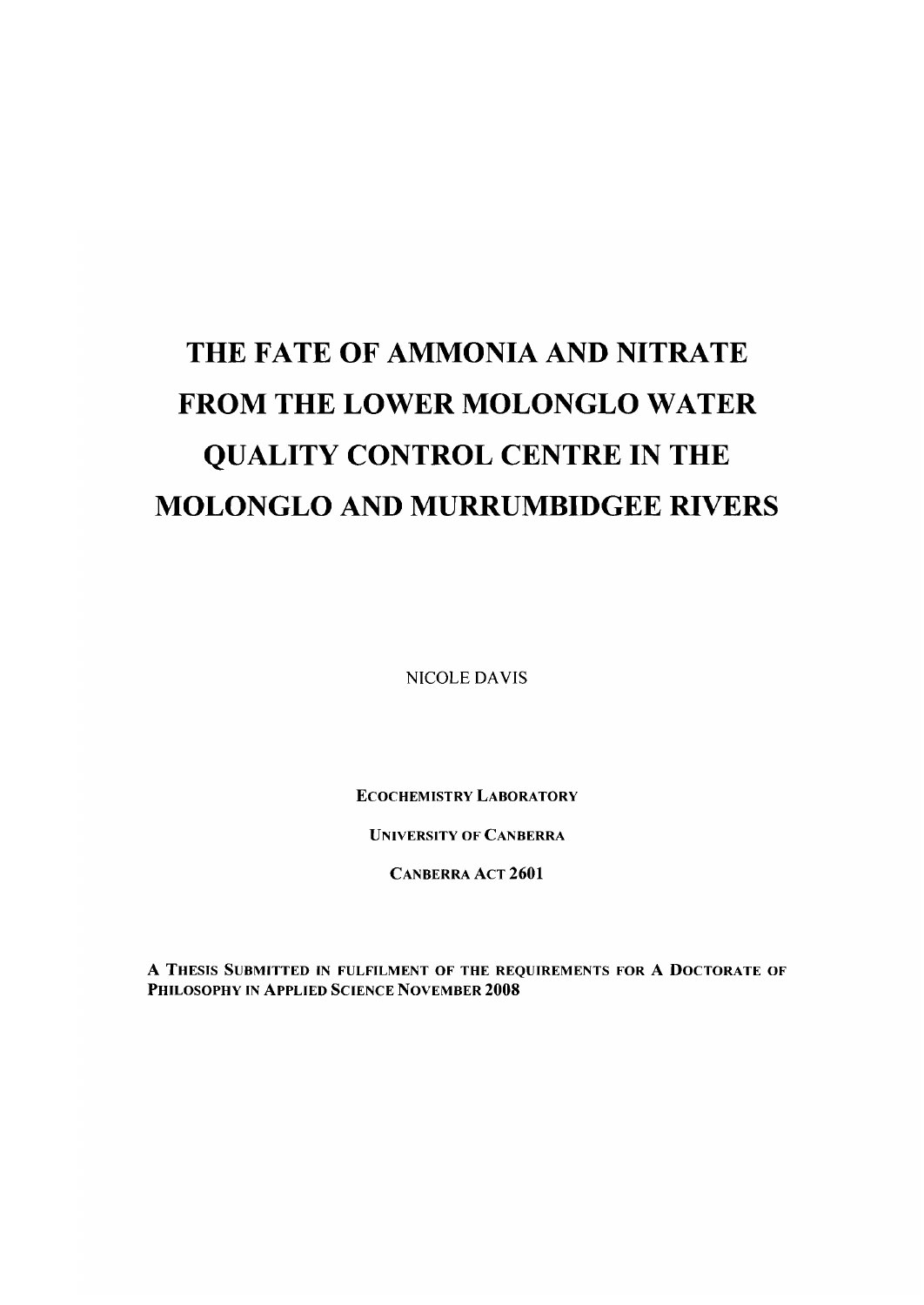# THE FATE OF AMMONIA AND NITRATE FROM THE LOWER MOLONGLO WATER QUALITY CONTROL CENTRE IN THE MOLONGLO AND MURRUMBIDGEE RIVERS

NICOLE DAVIS

ECOCHEMISTRY LABORATORY

UNIVERSITY OF CANBERRA

CANBERRA ACT 2601

A THESIS SUBMITTED IN FULFILMENT OF THE REQUIREMENTS FOR A DOCTORATE OF PHILOSOPHY IN APPLIED SCIENCE NOVEMBER 2008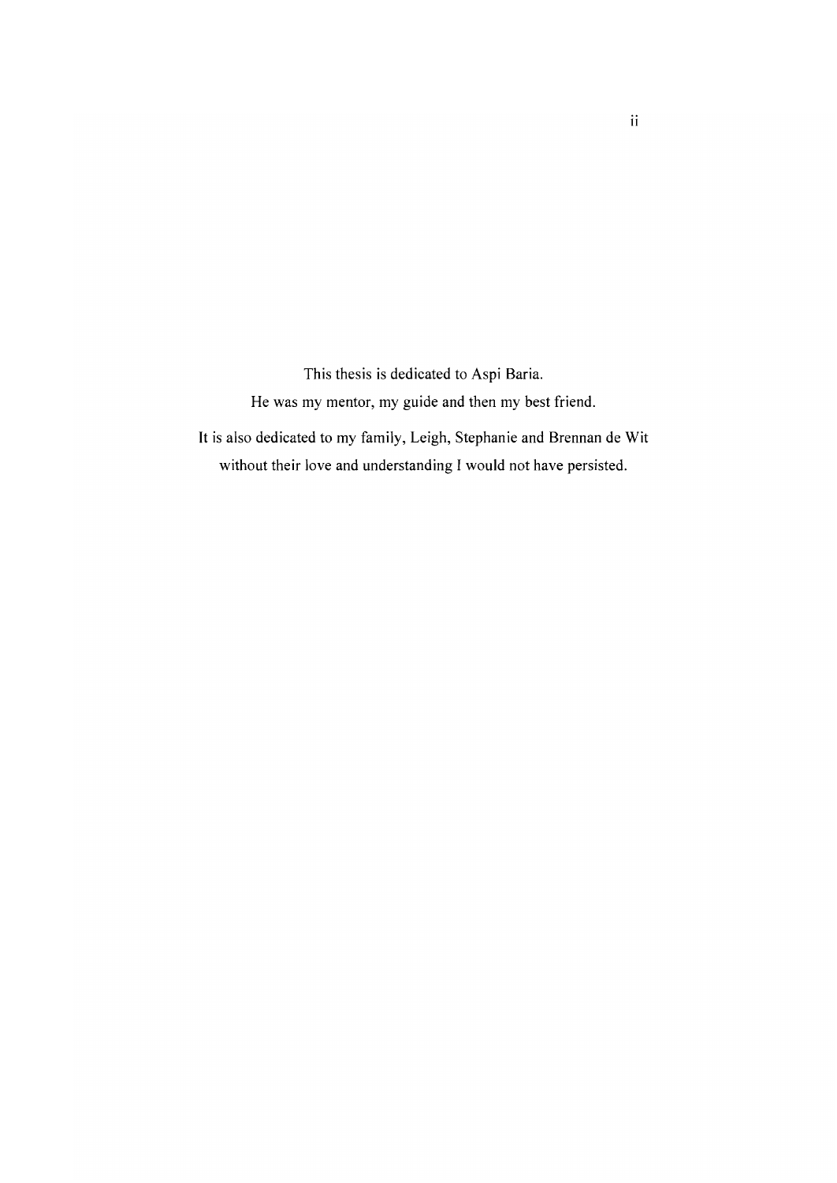This thesis is dedicated to Aspi Baria.

He was my mentor, my guide and then my best friend.

It is also dedicated to my family, Leigh, Stephanie and Brennan de Wit without their love and understanding I would not have persisted.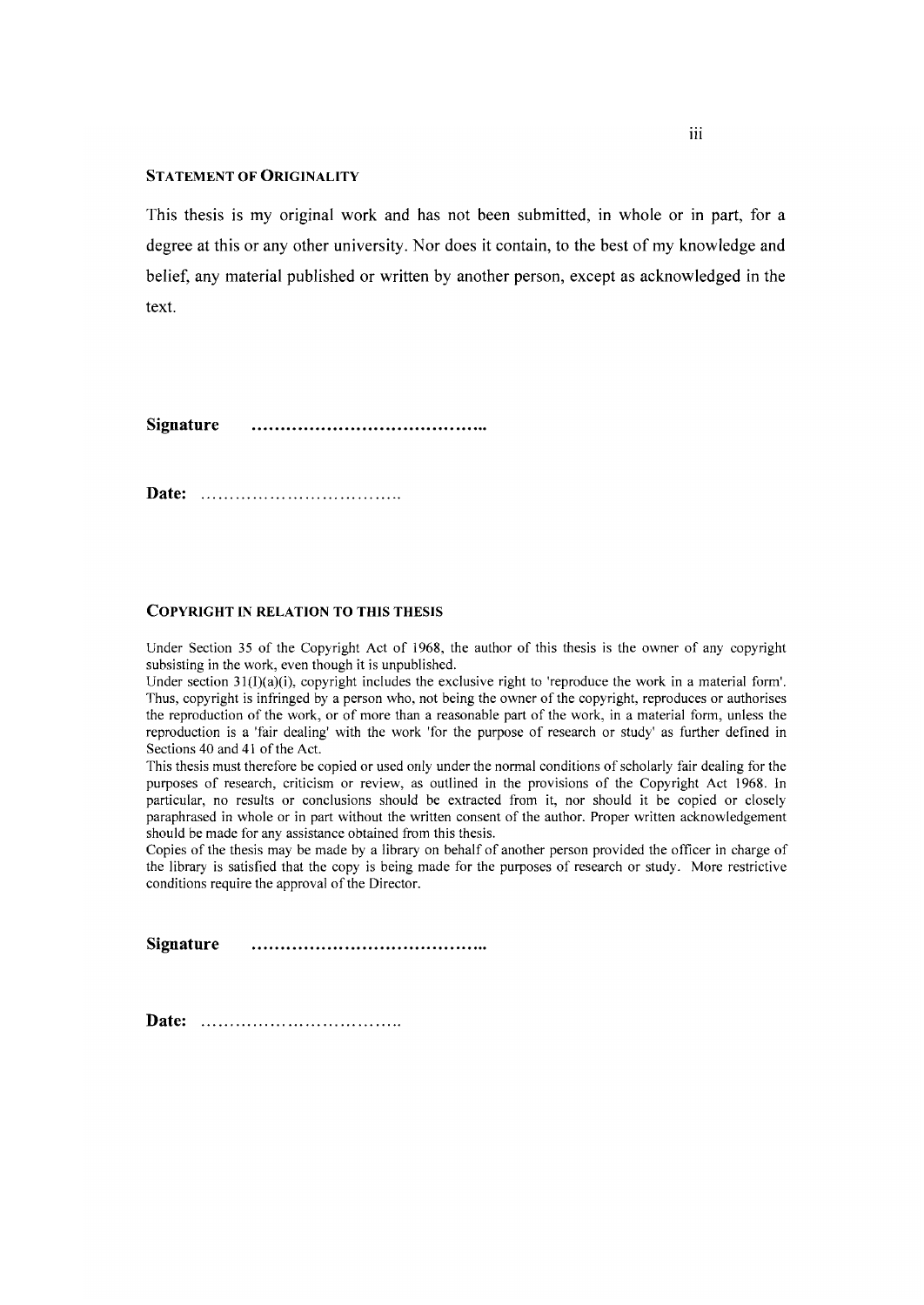## STATEMENT OF ORIGINALITY

This thesis is my original work and has not been submitted, in whole or in part, for a degree at this or any other university. Nor does it contain, to the best of my knowledge and belief, any material published or written by another person, except as acknowledged in the text.

**Signature** ……………………………………..

**Date:** ………………………………..

## COPYRIGHT IN RELATION TO THIS THESIS

Under Section 35 of the Copyright Act of 1968, the author of this thesis is the owner of any copyright subsisting in the work, even though it is unpublished.

Under section 31(I)(a)(i), copyright includes the exclusive right to 'reproduce the work in a material form'. Thus, copyright is infringed by a person who, not being the owner of the copyright, reproduces or authorises the reproduction of the work, or of more than a reasonable part of the work, in a material form, unless the reproduction is a 'fair dealing' with the work 'for the purpose of research or study' as further defined in Sections 40 and 41 of the Act.

This thesis must therefore be copied or used only under the normal conditions of scholarly fair dealing for the purposes of research, criticism or review, as outlined in the provisions of the Copyright Act 1968. In particular, no results or conclusions should be extracted from it, nor should it be copied or closely paraphrased in whole or in part without the written consent of the author. Proper written acknowledgement should be made for any assistance obtained from this thesis.

Copies of the thesis may be made by a library on behalf of another person provided the officer in charge of the library is satisfied that the copy is being made for the purposes of research or study. More restrictive conditions require the approval of the Director.

**Signature** ……………………………………..

**Date:** ………………………………..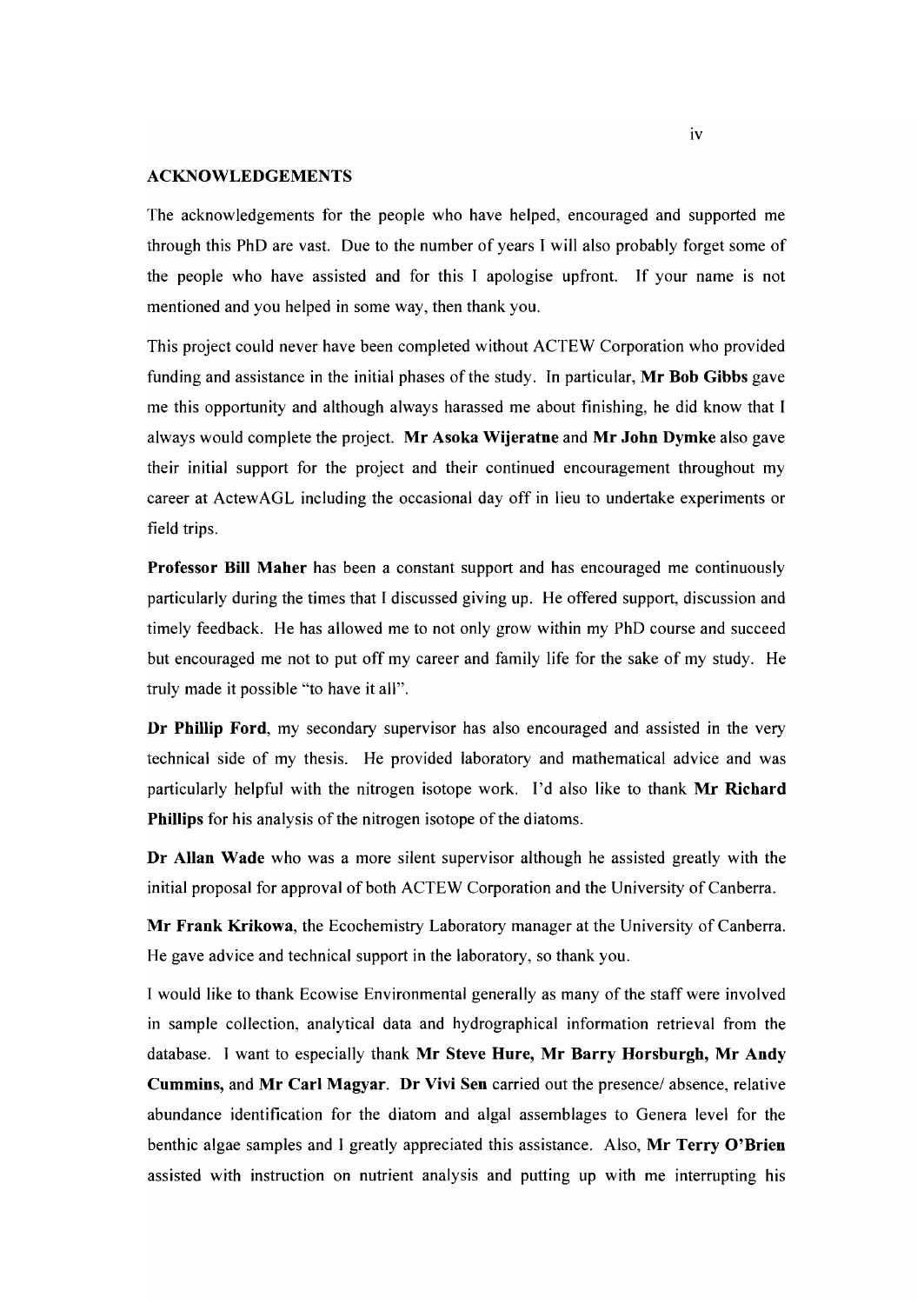## ACKNOWLEDGEMENTS

The acknowledgements for the people who have helped, encouraged and supported me through this PhD are vast. Due to the number of years I will also probably forget some of the people who have assisted and for this I apologise upfront. If your name is not mentioned and you helped in some way, then thank you.

This project could never have been completed without ACTEW Corporation who provided funding and assistance in the initial phases of the study. In particular, **Mr Bob Gibbs** gave me this opportunity and although always harassed me about finishing, he did know that I always would complete the project. **Mr Asoka Wijeratne** and **Mr John Dymke** also gave their initial support for the project and their continued encouragement throughout my career at ActewAGL including the occasional day off in lieu to undertake experiments or field trips.

**Professor Bill Maher** has been a constant support and has encouraged me continuously particularly during the times that I discussed giving up. He offered support, discussion and timely feedback. He has allowed me to not only grow within my PhD course and succeed but encouraged me not to put off my career and family life for the sake of my study. He truly made it possible "to have it all".

**Dr Phillip Ford**, my secondary supervisor has also encouraged and assisted in the very technical side of my thesis. He provided laboratory and mathematical advice and was particularly helpful with the nitrogen isotope work. I'd also like to thank **Mr Richard Phillips** for his analysis of the nitrogen isotope of the diatoms.

**Dr Allan Wade** who was a more silent supervisor although he assisted greatly with the initial proposal for approval of both ACTEW Corporation and the University of Canberra.

**Mr Frank Krikowa**, the Ecochemistry Laboratory manager at the University of Canberra. He gave advice and technical support in the laboratory, so thank you.

I would like to thank Ecowise Environmental generally as many of the staff were involved in sample collection, analytical data and hydrographical information retrieval from the database. I want to especially thank **Mr Steve Hure, Mr Barry Horsburgh, Mr Andy Cummins,** and **Mr Carl Magyar**. **Dr Vivi Sen** carried out the presence/ absence, relative abundance identification for the diatom and algal assemblages to Genera level for the benthic algae samples and I greatly appreciated this assistance. Also, **Mr Terry O'Brien** assisted with instruction on nutrient analysis and putting up with me interrupting his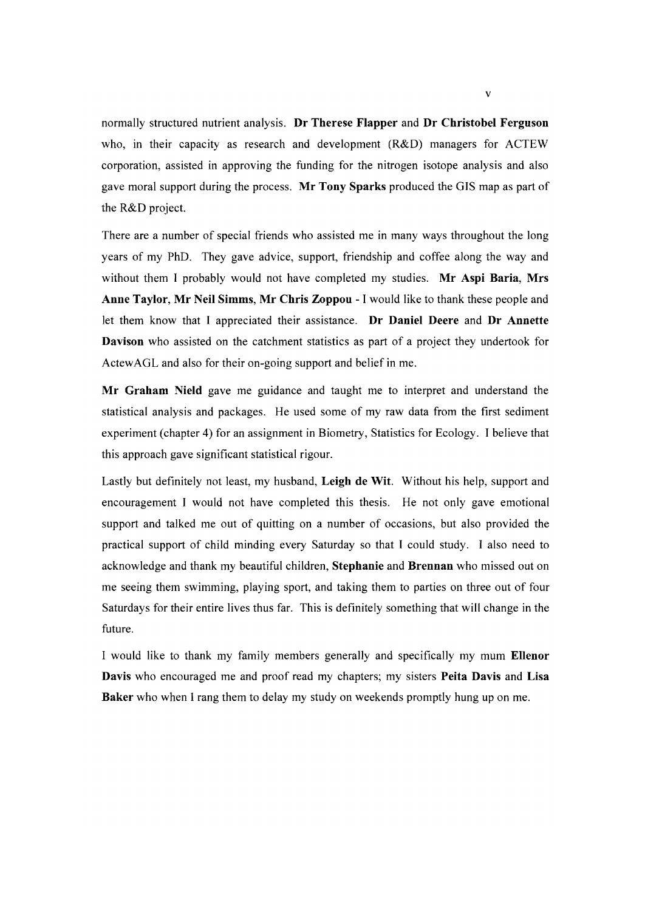normally structured nutrient analysis. **Dr Therese Flapper** and **Dr Christobel Ferguson** who, in their capacity as research and development (R&D) managers for ACTEW corporation, assisted in approving the funding for the nitrogen isotope analysis and also gave moral support during the process. **Mr Tony Sparks** produced the GIS map as part of the R&D project.

There are a number of special friends who assisted me in many ways throughout the long years of my PhD. They gave advice, support, friendship and coffee along the way and without them I probably would not have completed my studies. **Mr Aspi Baria**, **Mrs Anne Taylor**, **Mr Neil Simms**, **Mr Chris Zoppou** - I would like to thank these people and let them know that I appreciated their assistance. **Dr Daniel Deere** and **Dr Annette Davison** who assisted on the catchment statistics as part of a project they undertook for ActewAGL and also for their on-going support and belief in me.

**Mr Graham Nield** gave me guidance and taught me to interpret and understand the statistical analysis and packages. He used some of my raw data from the first sediment experiment (chapter 4) for an assignment in Biometry, Statistics for Ecology. I believe that this approach gave significant statistical rigour.

Lastly but definitely not least, my husband, **Leigh de Wit**. Without his help, support and encouragement I would not have completed this thesis. He not only gave emotional support and talked me out of quitting on a number of occasions, but also provided the practical support of child minding every Saturday so that I could study. I also need to acknowledge and thank my beautiful children, **Stephanie** and **Brennan** who missed out on me seeing them swimming, playing sport, and taking them to parties on three out of four Saturdays for their entire lives thus far. This is definitely something that will change in the future.

I would like to thank my family members generally and specifically my mum **Ellenor Davis** who encouraged me and proof read my chapters; my sisters **Peita Davis** and **Lisa Baker** who when I rang them to delay my study on weekends promptly hung up on me.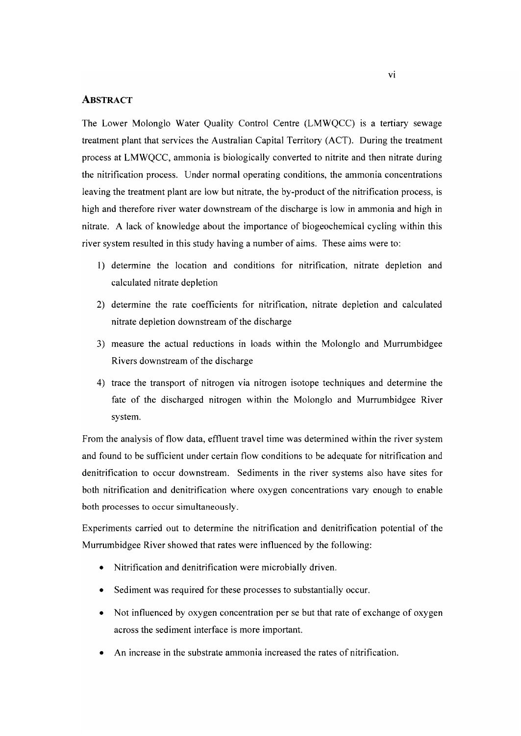## ABSTRACT

The Lower Molonglo Water Quality Control Centre (LMWQCC) is a tertiary sewage treatment plant that services the Australian Capital Territory (ACT). During the treatment process at LMWQCC, ammonia is biologically converted to nitrite and then nitrate during the nitrification process. Under normal operating conditions, the ammonia concentrations leaving the treatment plant are low but nitrate, the by-product of the nitrification process, is high and therefore river water downstream of the discharge is low in ammonia and high in nitrate. A lack of knowledge about the importance of biogeochemical cycling within this river system resulted in this study having a number of aims. These aims were to:

1) determine the location and conditions for nitrification, nitrate depletion and calculated nitrate depletion
2) determine the rate coefficients for nitrification, nitrate depletion and calculated nitrate depletion downstream of the discharge
3) measure the actual reductions in loads within the Molonglo and Murrumbidgee Rivers downstream of the discharge
4) trace the transport of nitrogen via nitrogen isotope techniques and determine the fate of the discharged nitrogen within the Molonglo and Murrumbidgee River system.

From the analysis of flow data, effluent travel time was determined within the river system and found to be sufficient under certain flow conditions to be adequate for nitrification and denitrification to occur downstream. Sediments in the river systems also have sites for both nitrification and denitrification where oxygen concentrations vary enough to enable both processes to occur simultaneously.

Experiments carried out to determine the nitrification and denitrification potential of the Murrumbidgee River showed that rates were influenced by the following:

- Nitrification and denitrification were microbially driven.
- Sediment was required for these processes to substantially occur.
- Not influenced by oxygen concentration per se but that rate of exchange of oxygen across the sediment interface is more important.
- An increase in the substrate ammonia increased the rates of nitrification.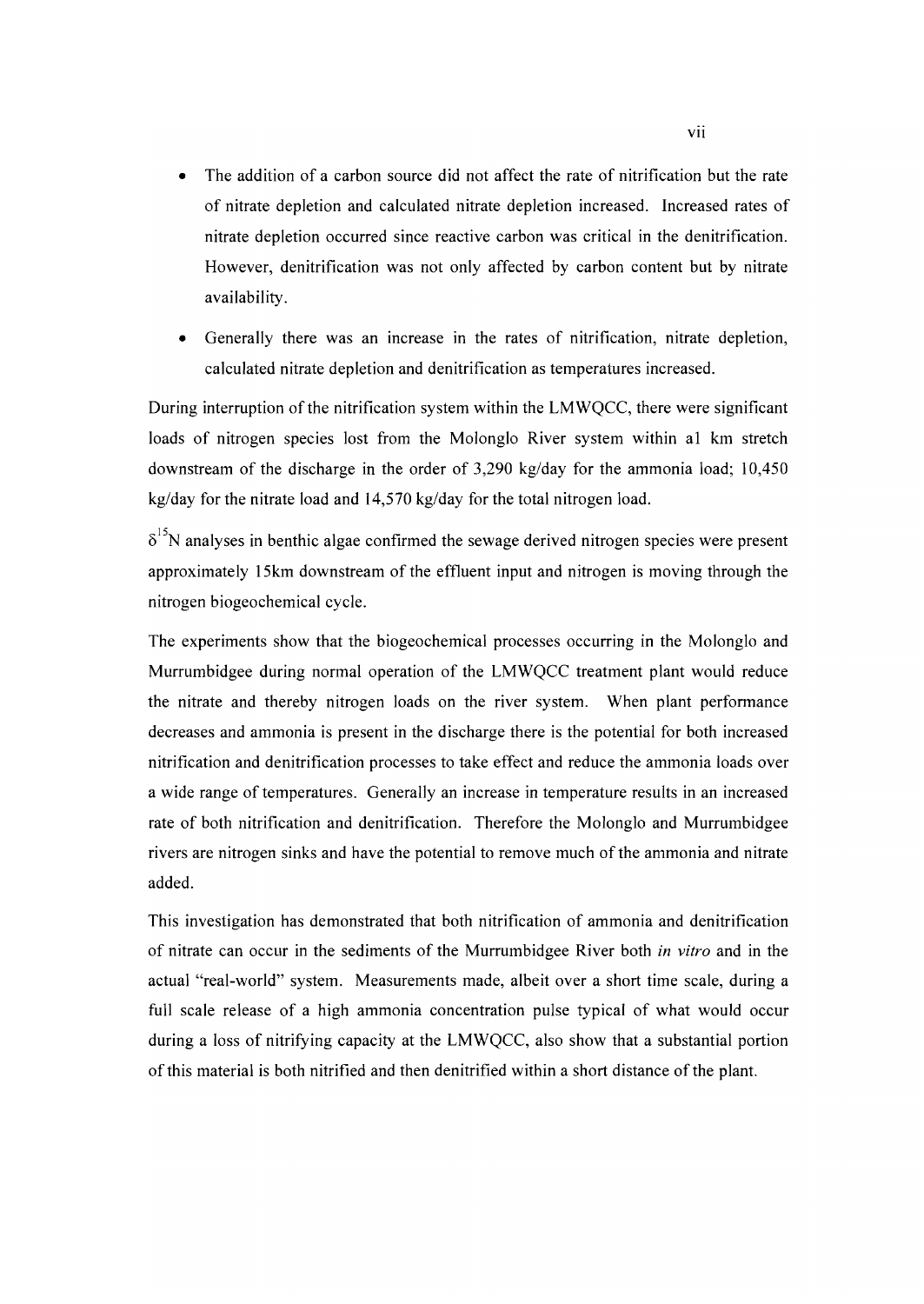- The addition of a carbon source did not affect the rate of nitrification but the rate of nitrate depletion and calculated nitrate depletion increased. Increased rates of nitrate depletion occurred since reactive carbon was critical in the denitrification. However, denitrification was not only affected by carbon content but by nitrate availability.

- Generally there was an increase in the rates of nitrification, nitrate depletion, calculated nitrate depletion and denitrification as temperatures increased.

During interruption of the nitrification system within the LMWQCC, there were significant loads of nitrogen species lost from the Molonglo River system within a1 km stretch downstream of the discharge in the order of 3,290 kg/day for the ammonia load; 10,450 kg/day for the nitrate load and 14,570 kg/day for the total nitrogen load.

$\delta^{15}N$ analyses in benthic algae confirmed the sewage derived nitrogen species were present approximately 15km downstream of the effluent input and nitrogen is moving through the nitrogen biogeochemical cycle.

The experiments show that the biogeochemical processes occurring in the Molonglo and Murrumbidgee during normal operation of the LMWQCC treatment plant would reduce the nitrate and thereby nitrogen loads on the river system. When plant performance decreases and ammonia is present in the discharge there is the potential for both increased nitrification and denitrification processes to take effect and reduce the ammonia loads over a wide range of temperatures. Generally an increase in temperature results in an increased rate of both nitrification and denitrification. Therefore the Molonglo and Murrumbidgee rivers are nitrogen sinks and have the potential to remove much of the ammonia and nitrate added.

This investigation has demonstrated that both nitrification of ammonia and denitrification of nitrate can occur in the sediments of the Murrumbidgee River both *in vitro* and in the actual "real-world" system. Measurements made, albeit over a short time scale, during a full scale release of a high ammonia concentration pulse typical of what would occur during a loss of nitrifying capacity at the LMWQCC, also show that a substantial portion of this material is both nitrified and then denitrified within a short distance of the plant.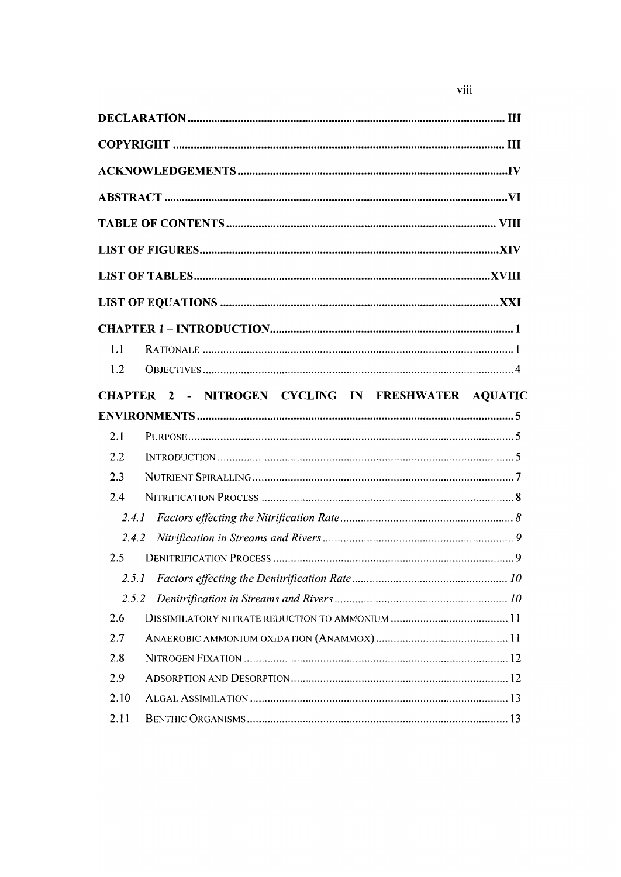**DECLARATION** ........................................................................................................... III

**COPYRIGHT** ................................................................................................................ III

**ACKNOWLEDGEMENTS** ...........................................................................................IV

**ABSTRACT** ..................................................................................................................VI

**TABLE OF CONTENTS** ........................................................................................... VIII

**LIST OF FIGURES**......................................................................................................XIV

**LIST OF TABLES**....................................................................................................XVIII

**LIST OF EQUATIONS** ..............................................................................................XXI

**CHAPTER 1 – INTRODUCTION**.................................................................................. 1

1.1 RATIONALE ........................................................................................................... 1

1.2 OBJECTIVES........................................................................................................... 4

**CHAPTER 2 - NITROGEN CYCLING IN FRESHWATER AQUATIC ENVIRONMENTS**.......................................................................................................... 5

2.1 PURPOSE................................................................................................................ 5

2.2 INTRODUCTION ...................................................................................................... 5

2.3 NUTRIENT SPIRALLING........................................................................................... 7

2.4 NITRIFICATION PROCESS ....................................................................................... 8

*2.4.1 Factors effecting the Nitrification Rate ........................................................... 8*

*2.4.2 Nitrification in Streams and Rivers ................................................................ 9*

2.5 DENITRIFICATION PROCESS .................................................................................. 9

*2.5.1 Factors effecting the Denitrification Rate ..................................................... 10*

*2.5.2 Denitrification in Streams and Rivers ........................................................... 10*

2.6 DISSIMILATORY NITRATE REDUCTION TO AMMONIUM ......................................... 11

2.7 ANAEROBIC AMMONIUM OXIDATION (ANAMMOX)............................................. 11

2.8 NITROGEN FIXATION .......................................................................................... 12

2.9 ADSORPTION AND DESORPTION.......................................................................... 12

2.10 ALGAL ASSIMILATION ........................................................................................ 13

2.11 BENTHIC ORGANISMS......................................................................................... 13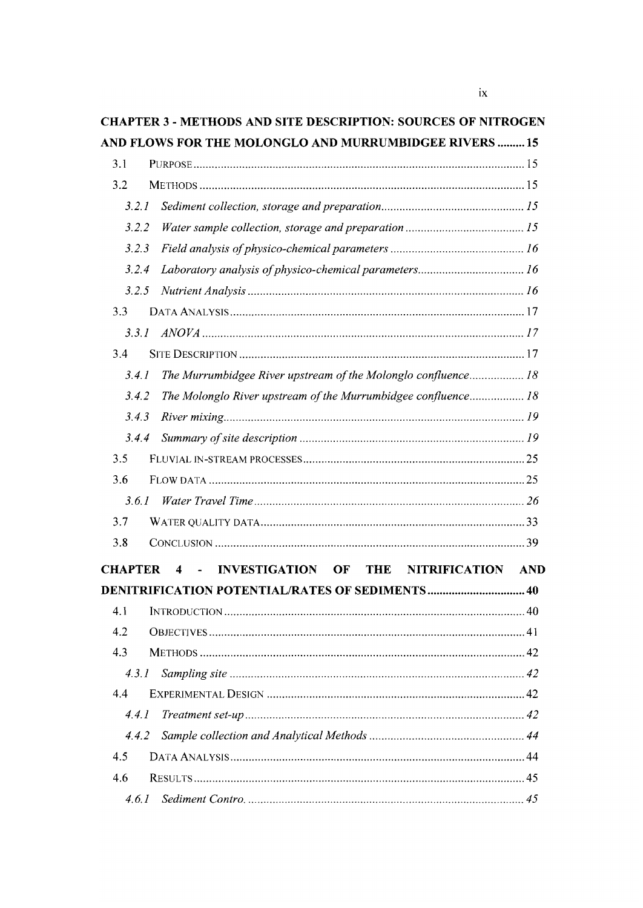**CHAPTER 3 - METHODS AND SITE DESCRIPTION: SOURCES OF NITROGEN AND FLOWS FOR THE MOLONGLO AND MURRUMBIDGEE RIVERS ......... 15**

3.1 PURPOSE ........................................................................................................ 15

3.2 METHODS ...................................................................................................... 15

*3.2.1 Sediment collection, storage and preparation ............................................... 15*

*3.2.2 Water sample collection, storage and preparation ....................................... 15*

*3.2.3 Field analysis of physico-chemical parameters ............................................ 16*

*3.2.4 Laboratory analysis of physico-chemical parameters................................... 16*

*3.2.5 Nutrient Analysis ........................................................................................... 16*

3.3 DATA ANALYSIS ............................................................................................. 17

*3.3.1 ANOVA .......................................................................................................... 17*

3.4 SITE DESCRIPTION ......................................................................................... 17

*3.4.1 The Murrumbidgee River upstream of the Molonglo confluence.................. 18*

*3.4.2 The Molonglo River upstream of the Murrumbidgee confluence.................. 18*

*3.4.3 River mixing .................................................................................................. 19*

*3.4.4 Summary of site description .......................................................................... 19*

3.5 FLUVIAL IN-STREAM PROCESSES ..................................................................... 25

3.6 FLOW DATA .................................................................................................... 25

*3.6.1 Water Travel Time ......................................................................................... 26*

3.7 WATER QUALITY DATA ................................................................................... 33

3.8 CONCLUSION ................................................................................................. 39

**CHAPTER 4 - INVESTIGATION OF THE NITRIFICATION AND DENITRIFICATION POTENTIAL/RATES OF SEDIMENTS ................................ 40**

4.1 INTRODUCTION .............................................................................................. 40

4.2 OBJECTIVES ................................................................................................... 41

4.3 METHODS ...................................................................................................... 42

*4.3.1 Sampling site ................................................................................................. 42*

4.4 EXPERIMENTAL DESIGN ................................................................................. 42

*4.4.1 Treatment set-up ............................................................................................ 42*

*4.4.2 Sample collection and Analytical Methods ................................................... 44*

4.5 DATA ANALYSIS ............................................................................................. 44

4.6 RESULTS ........................................................................................................ 45

*4.6.1 Sediment Contro. ........................................................................................... 45*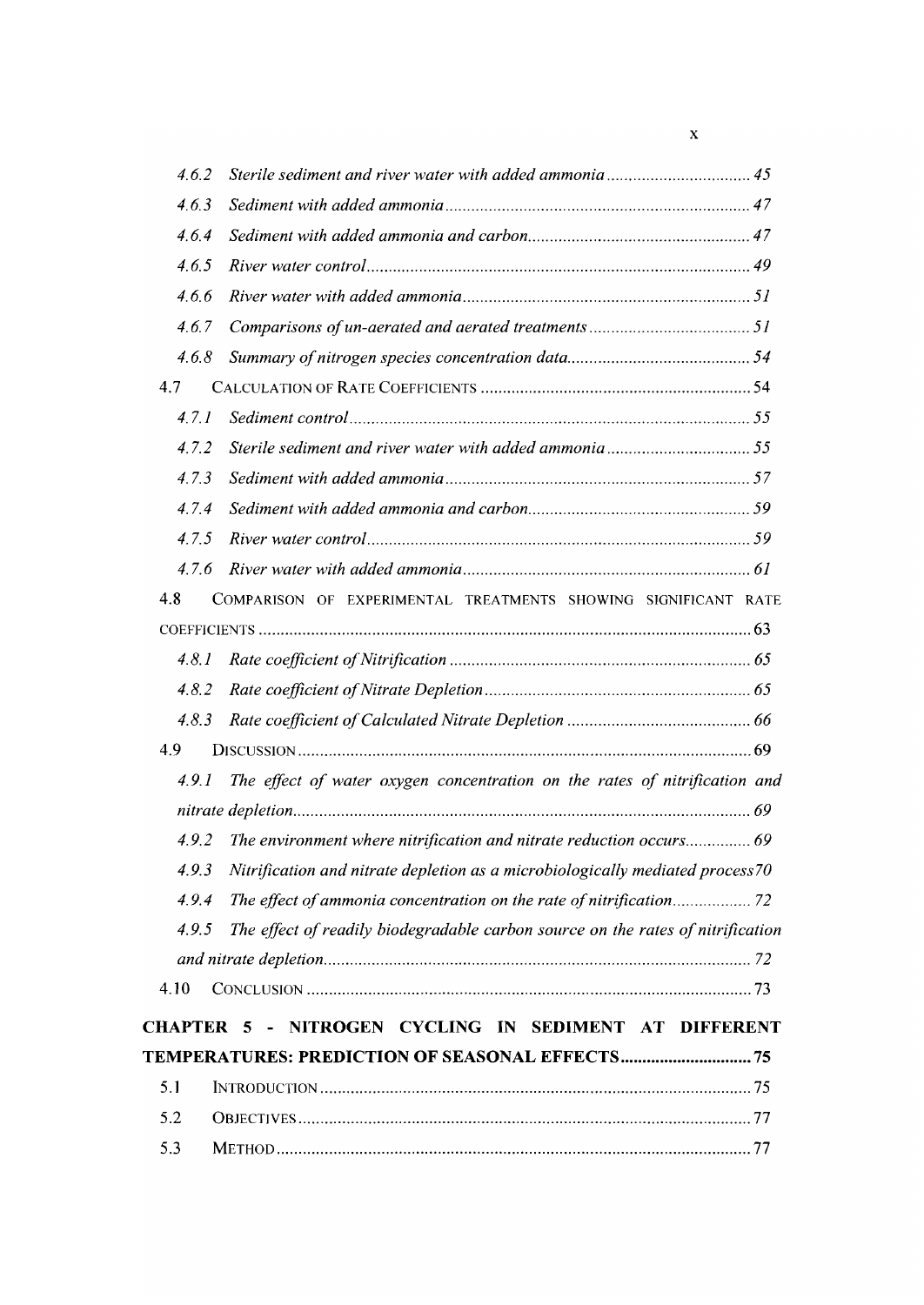- 4.6.2 *Sterile sediment and river water with added ammonia* ................................ 45
- 4.6.3 *Sediment with added ammonia* ................................ 47
- 4.6.4 *Sediment with added ammonia and carbon* ................................ 47
- 4.6.5 *River water control* ................................ 49
- 4.6.6 *River water with added ammonia* ................................ 51
- 4.6.7 *Comparisons of un-aerated and aerated treatments* ................................ 51
- 4.6.8 *Summary of nitrogen species concentration data* ................................ 54

4.7 CALCULATION OF RATE COEFFICIENTS ................................ 54

- 4.7.1 *Sediment control* ................................ 55
- 4.7.2 *Sterile sediment and river water with added ammonia* ................................ 55
- 4.7.3 *Sediment with added ammonia* ................................ 57
- 4.7.4 *Sediment with added ammonia and carbon* ................................ 59
- 4.7.5 *River water control* ................................ 59
- 4.7.6 *River water with added ammonia* ................................ 61

4.8 COMPARISON OF EXPERIMENTAL TREATMENTS SHOWING SIGNIFICANT RATE COEFFICIENTS ................................ 63

- 4.8.1 *Rate coefficient of Nitrification* ................................ 65
- 4.8.2 *Rate coefficient of Nitrate Depletion* ................................ 65
- 4.8.3 *Rate coefficient of Calculated Nitrate Depletion* ................................ 66

4.9 DISCUSSION ................................ 69

- 4.9.1 *The effect of water oxygen concentration on the rates of nitrification and nitrate depletion* ................................ 69
- 4.9.2 *The environment where nitrification and nitrate reduction occurs* ................................ 69
- 4.9.3 *Nitrification and nitrate depletion as a microbiologically mediated process* 70
- 4.9.4 *The effect of ammonia concentration on the rate of nitrification* ................................ 72
- 4.9.5 *The effect of readily biodegradable carbon source on the rates of nitrification and nitrate depletion* ................................ 72

4.10 CONCLUSION ................................ 73

**CHAPTER 5 - NITROGEN CYCLING IN SEDIMENT AT DIFFERENT TEMPERATURES: PREDICTION OF SEASONAL EFFECTS ................................ 75**

5.1 INTRODUCTION ................................ 75

5.2 OBJECTIVES ................................ 77

5.3 METHOD ................................ 77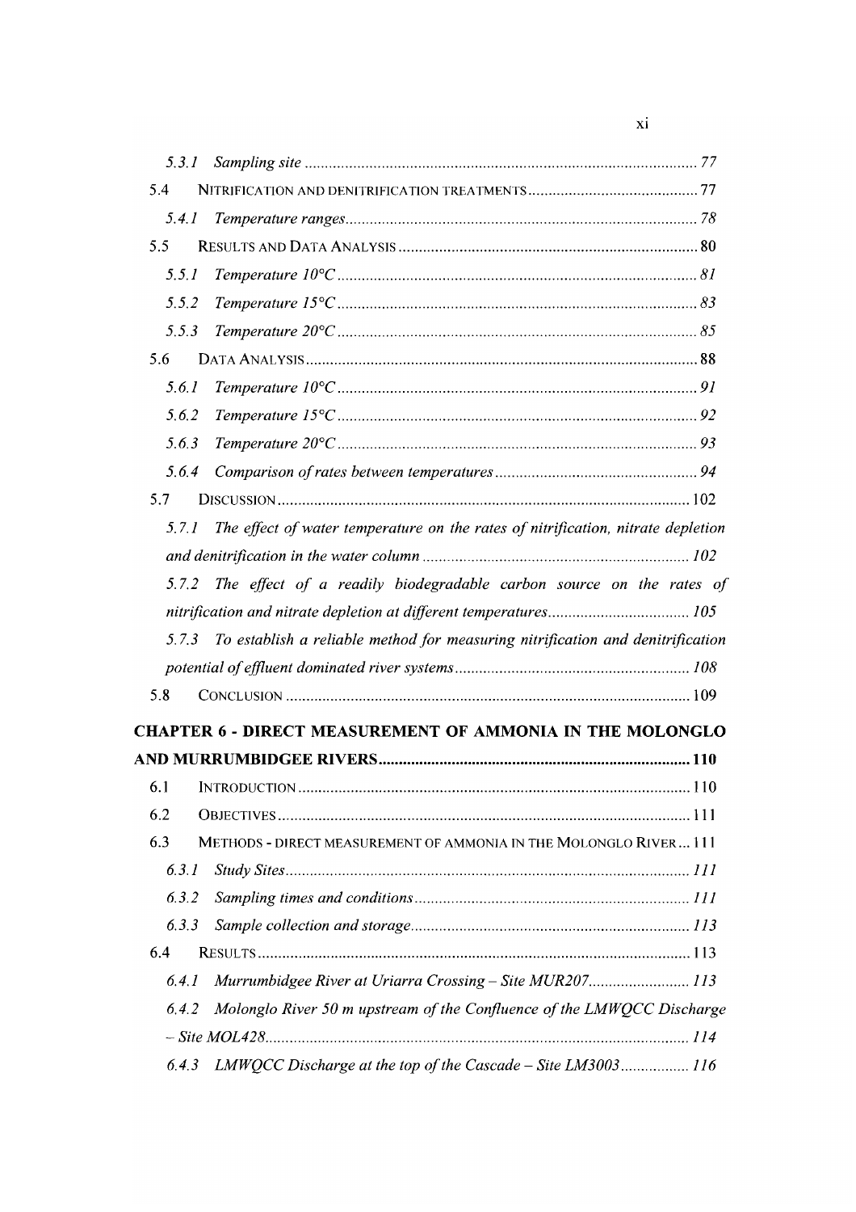5.3.1 *Sampling site* ............................................................ 77

5.4 NITRIFICATION AND DENITRIFICATION TREATMENTS ............................................................ 77

5.4.1 *Temperature ranges* ............................................................ 78

5.5 RESULTS AND DATA ANALYSIS ............................................................ 80

5.5.1 *Temperature 10°C* ............................................................ 81

5.5.2 *Temperature 15°C* ............................................................ 83

5.5.3 *Temperature 20°C* ............................................................ 85

5.6 DATA ANALYSIS ............................................................ 88

5.6.1 *Temperature 10°C* ............................................................ 91

5.6.2 *Temperature 15°C* ............................................................ 92

5.6.3 *Temperature 20°C* ............................................................ 93

5.6.4 *Comparison of rates between temperatures* ............................................................ 94

5.7 DISCUSSION ............................................................ 102

5.7.1 *The effect of water temperature on the rates of nitrification, nitrate depletion and denitrification in the water column* ............................................................ 102

5.7.2 *The effect of a readily biodegradable carbon source on the rates of nitrification and nitrate depletion at different temperatures* ............................................................ 105

5.7.3 *To establish a reliable method for measuring nitrification and denitrification potential of effluent dominated river systems* ............................................................ 108

5.8 CONCLUSION ............................................................ 109

**CHAPTER 6 - DIRECT MEASUREMENT OF AMMONIA IN THE MOLONGLO AND MURRUMBIDGEE RIVERS ............................................................ 110**

6.1 INTRODUCTION ............................................................ 110

6.2 OBJECTIVES ............................................................ 111

6.3 METHODS - DIRECT MEASUREMENT OF AMMONIA IN THE MOLONGLO RIVER ... 111

6.3.1 *Study Sites* ............................................................ 111

6.3.2 *Sampling times and conditions* ............................................................ 111

6.3.3 *Sample collection and storage* ............................................................ 113

6.4 RESULTS ............................................................ 113

6.4.1 *Murrumbidgee River at Uriarra Crossing – Site MUR207* ............................................................ 113

6.4.2 *Molonglo River 50 m upstream of the Confluence of the LMWQCC Discharge – Site MOL428* ............................................................ 114

6.4.3 *LMWQCC Discharge at the top of the Cascade – Site LM3003* ............................................................ 116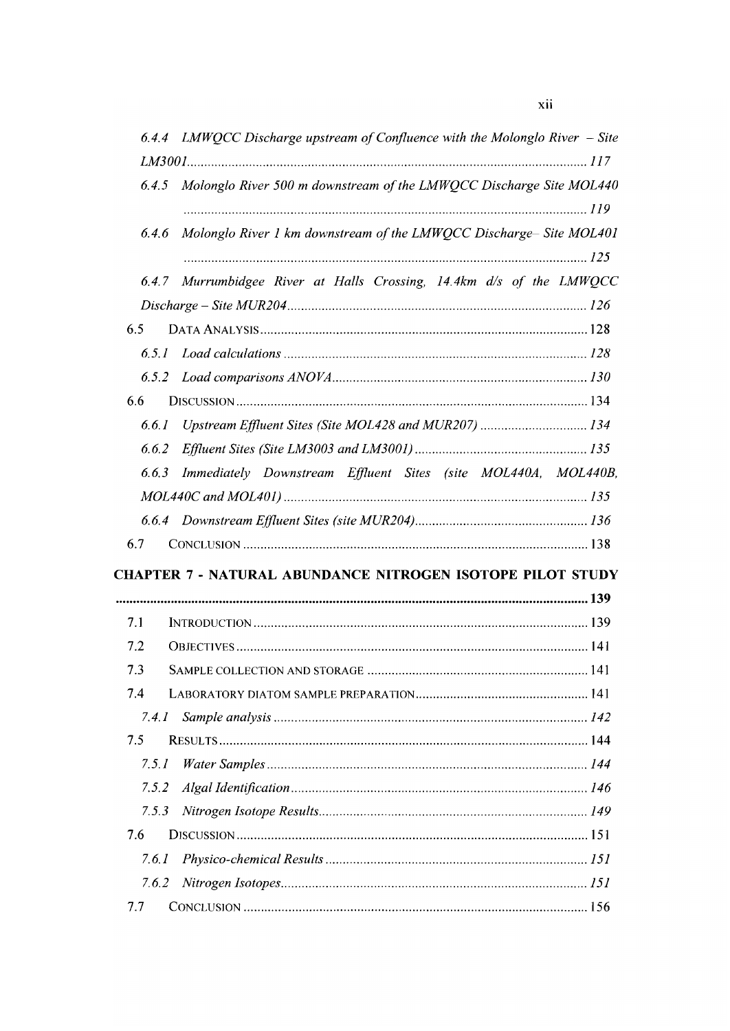*6.4.4 LMWQCC Discharge upstream of Confluence with the Molonglo River – Site LM3001* .......... *117*

*6.4.5 Molonglo River 500 m downstream of the LMWQCC Discharge Site MOL440* .......... *119*

*6.4.6 Molonglo River 1 km downstream of the LMWQCC Discharge– Site MOL401* .......... *125*

*6.4.7 Murrumbidgee River at Halls Crossing, 14.4km d/s of the LMWQCC Discharge – Site MUR204* .......... *126*

6.5 DATA ANALYSIS .......... 128

*6.5.1 Load calculations* .......... *128*

*6.5.2 Load comparisons ANOVA* .......... *130*

6.6 DISCUSSION .......... 134

*6.6.1 Upstream Effluent Sites (Site MOL428 and MUR207)* .......... *134*

*6.6.2 Effluent Sites (Site LM3003 and LM3001)* .......... *135*

*6.6.3 Immediately Downstream Effluent Sites (site MOL440A, MOL440B, MOL440C and MOL401)* .......... *135*

*6.6.4 Downstream Effluent Sites (site MUR204)* .......... *136*

6.7 CONCLUSION .......... 138

**CHAPTER 7 - NATURAL ABUNDANCE NITROGEN ISOTOPE PILOT STUDY .......... 139**

7.1 INTRODUCTION .......... 139

7.2 OBJECTIVES .......... 141

7.3 SAMPLE COLLECTION AND STORAGE .......... 141

7.4 LABORATORY DIATOM SAMPLE PREPARATION .......... 141

*7.4.1 Sample analysis* .......... *142*

7.5 RESULTS .......... 144

*7.5.1 Water Samples* .......... *144*

*7.5.2 Algal Identification* .......... *146*

*7.5.3 Nitrogen Isotope Results* .......... *149*

7.6 DISCUSSION .......... 151

*7.6.1 Physico-chemical Results* .......... *151*

*7.6.2 Nitrogen Isotopes* .......... *151*

7.7 CONCLUSION .......... 156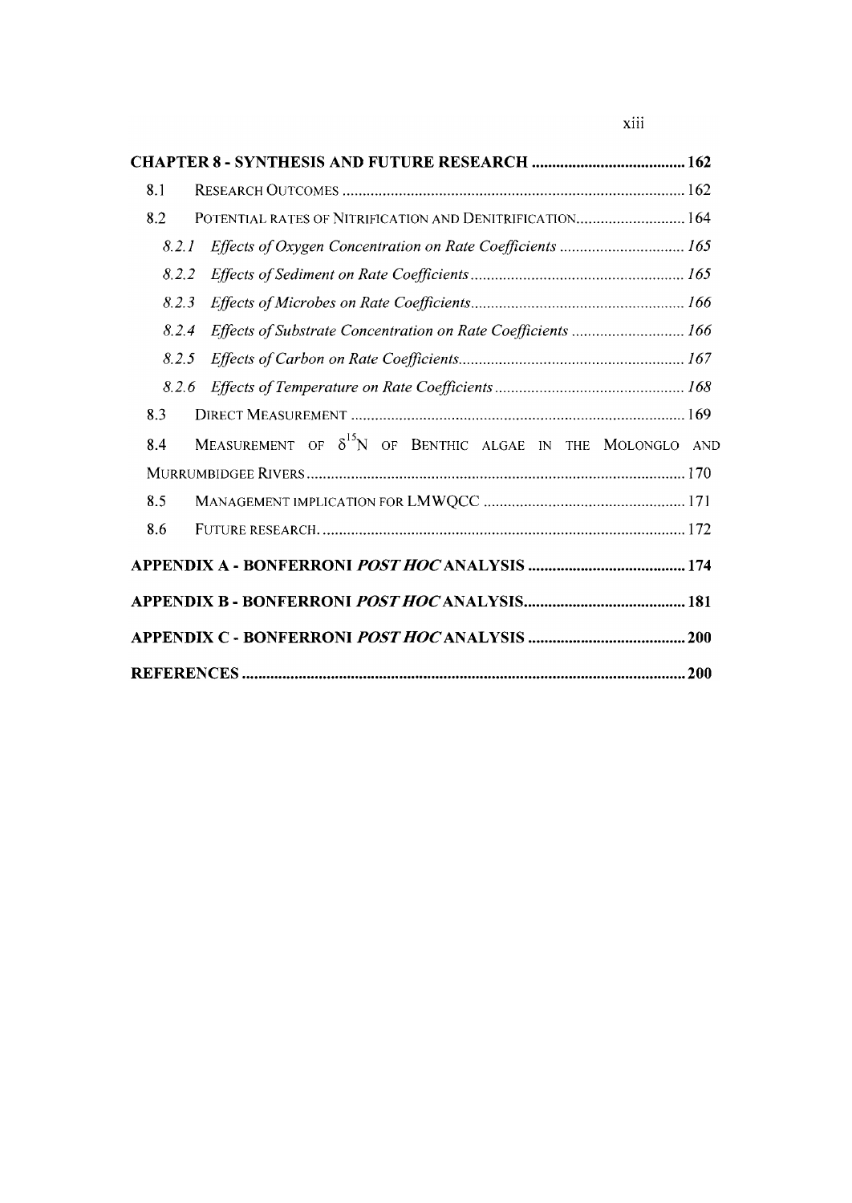**CHAPTER 8 - SYNTHESIS AND FUTURE RESEARCH ...................................... 162**

8.1 RESEARCH OUTCOMES ........................................................................................ 162

8.2 POTENTIAL RATES OF NITRIFICATION AND DENITRIFICATION........................... 164

*8.2.1 Effects of Oxygen Concentration on Rate Coefficients ............................... 165*

*8.2.2 Effects of Sediment on Rate Coefficients ..................................................... 165*

*8.2.3 Effects of Microbes on Rate Coefficients..................................................... 166*

*8.2.4 Effects of Substrate Concentration on Rate Coefficients ............................ 166*

*8.2.5 Effects of Carbon on Rate Coefficients........................................................ 167*

*8.2.6 Effects of Temperature on Rate Coefficients ............................................... 168*

8.3 DIRECT MEASUREMENT ...................................................................................... 169

8.4 MEASUREMENT OF $\delta^{15}N$ OF BENTHIC ALGAE IN THE MOLONGLO AND MURRUMBIDGEE RIVERS............................................................................................. 170

8.5 MANAGEMENT IMPLICATION FOR LMWQCC ................................................... 171

8.6 FUTURE RESEARCH. ............................................................................................ 172

**APPENDIX A - BONFERRONI *POST HOC* ANALYSIS ....................................... 174**

**APPENDIX B - BONFERRONI *POST HOC* ANALYSIS........................................ 181**

**APPENDIX C - BONFERRONI *POST HOC* ANALYSIS ....................................... 200**

**REFERENCES ............................................................................................................. 200**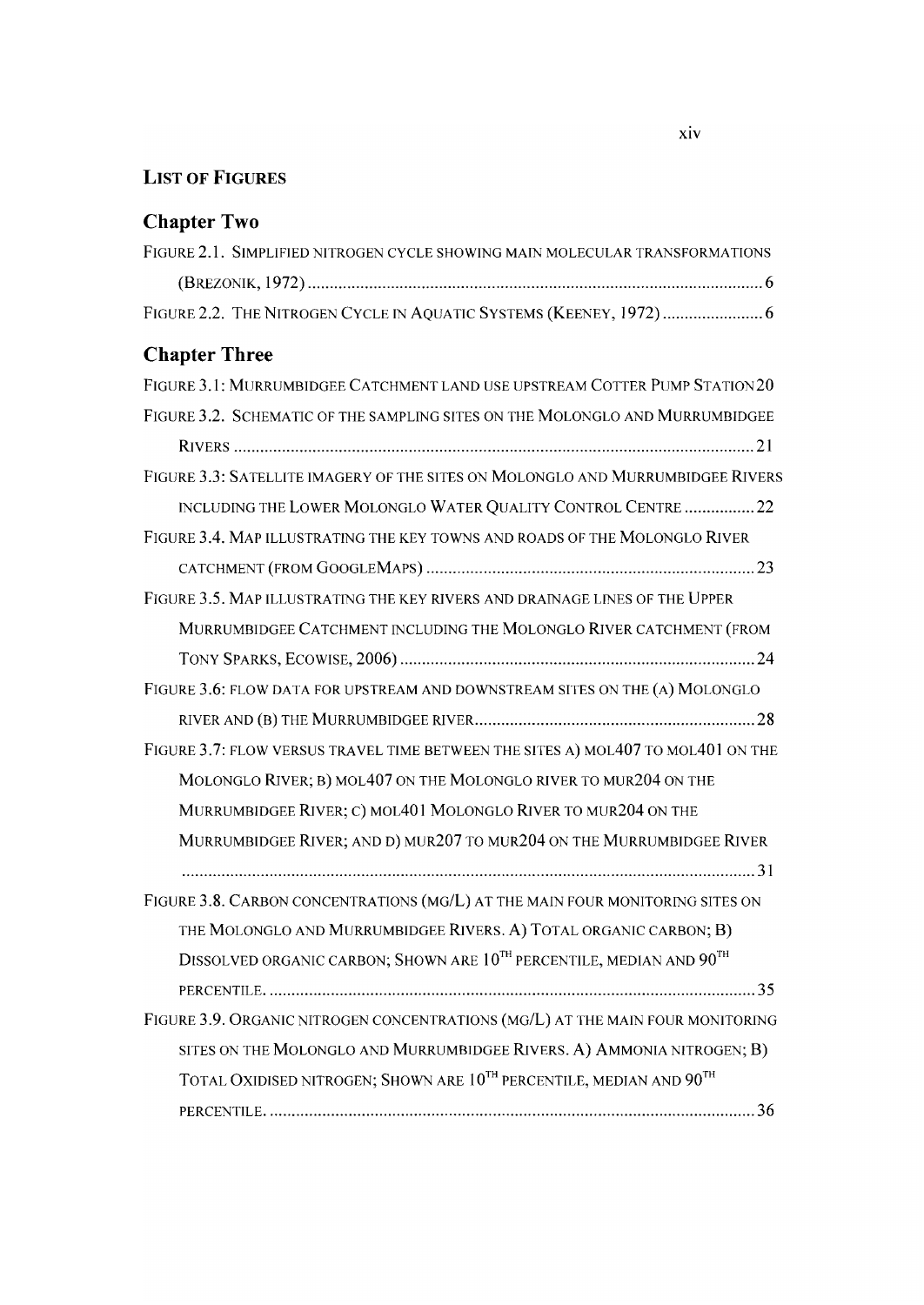## List of Figures

### Chapter Two

Figure 2.1. Simplified nitrogen cycle showing main molecular transformations (Brezonik, 1972) ....... 6

Figure 2.2. The Nitrogen Cycle in Aquatic Systems (Keeney, 1972) ....... 6

### Chapter Three

Figure 3.1: Murrumbidgee Catchment land use upstream Cotter Pump Station 20

Figure 3.2. Schematic of the sampling sites on the Molonglo and Murrumbidgee Rivers ....... 21

Figure 3.3: Satellite imagery of the sites on Molonglo and Murrumbidgee Rivers including the Lower Molonglo Water Quality Control Centre ....... 22

Figure 3.4. Map illustrating the key towns and roads of the Molonglo River catchment (from GoogleMaps) ....... 23

Figure 3.5. Map illustrating the key rivers and drainage lines of the Upper Murrumbidgee Catchment including the Molonglo River catchment (from Tony Sparks, Ecowise, 2006) ....... 24

Figure 3.6: Flow data for upstream and downstream sites on the (a) Molonglo River and (b) the Murrumbidgee River ....... 28

Figure 3.7: Flow versus travel time between the sites a) MOL407 to MOL401 on the Molonglo River; b) MOL407 on the Molonglo river to MUR204 on the Murrumbidgee River; c) MOL401 Molonglo River to MUR204 on the Murrumbidgee River; and d) MUR207 to MUR204 on the Murrumbidgee River ....... 31

Figure 3.8. Carbon concentrations (mg/L) at the main four monitoring sites on the Molonglo and Murrumbidgee Rivers. A) Total organic carbon; B) Dissolved organic carbon; Shown are $10^{th}$ percentile, median and $90^{th}$ percentile. ....... 35

Figure 3.9. Organic nitrogen concentrations (mg/L) at the main four monitoring sites on the Molonglo and Murrumbidgee Rivers. A) Ammonia nitrogen; B) Total Oxidised nitrogen; Shown are $10^{th}$ percentile, median and $90^{th}$ percentile. ....... 36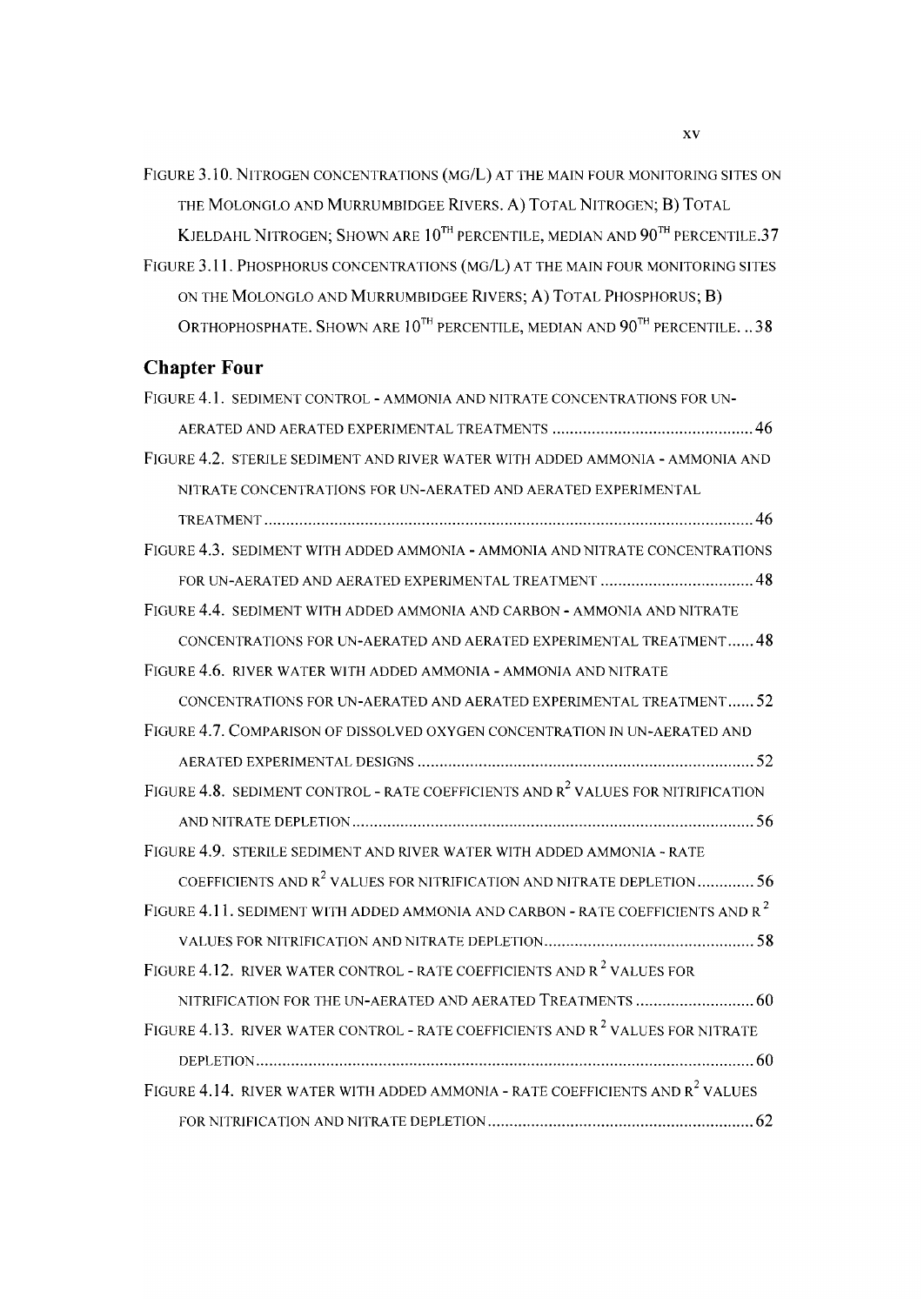Figure 3.10. Nitrogen concentrations (mg/L) at the main four monitoring sites on the Molonglo and Murrumbidgee Rivers. A) Total Nitrogen; B) Total Kjeldahl Nitrogen; Shown are $10^{TH}$ percentile, median and $90^{TH}$ percentile. 37

Figure 3.11. Phosphorus concentrations (mg/L) at the main four monitoring sites on the Molonglo and Murrumbidgee Rivers; A) Total Phosphorus; B) Orthophosphate. Shown are $10^{TH}$ percentile, median and $90^{TH}$ percentile. .. 38

## Chapter Four

Figure 4.1. Sediment control - ammonia and nitrate concentrations for un-aerated and aerated experimental treatments ........ 46

Figure 4.2. Sterile sediment and river water with added ammonia - ammonia and nitrate concentrations for un-aerated and aerated experimental treatment ........ 46

Figure 4.3. Sediment with added ammonia - ammonia and nitrate concentrations for un-aerated and aerated experimental treatment ........ 48

Figure 4.4. Sediment with added ammonia and carbon - ammonia and nitrate concentrations for un-aerated and aerated experimental treatment...... 48

Figure 4.6. River water with added ammonia - ammonia and nitrate concentrations for un-aerated and aerated experimental treatment...... 52

Figure 4.7. Comparison of dissolved oxygen concentration in un-aerated and aerated experimental designs ........ 52

Figure 4.8. Sediment control - rate coefficients and $R^2$ values for nitrification and nitrate depletion ........ 56

Figure 4.9. Sterile sediment and river water with added ammonia - rate coefficients and $R^2$ values for nitrification and nitrate depletion ............ 56

Figure 4.11. Sediment with added ammonia and carbon - rate coefficients and $R^2$ values for nitrification and nitrate depletion ........ 58

Figure 4.12. River water control - rate coefficients and $R^2$ values for nitrification for the un-aerated and aerated Treatments ........ 60

Figure 4.13. River water control - rate coefficients and $R^2$ values for nitrate depletion ........ 60

Figure 4.14. River water with added ammonia - rate coefficients and $R^2$ values for nitrification and nitrate depletion ........ 62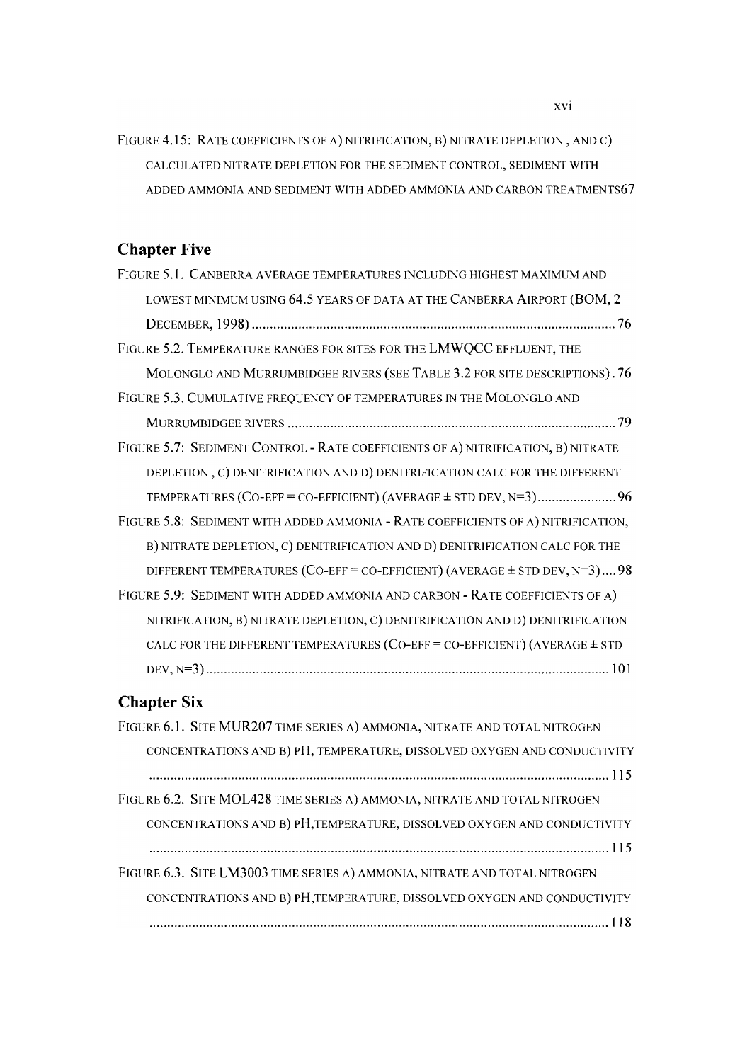FIGURE 4.15: RATE COEFFICIENTS OF A) NITRIFICATION, B) NITRATE DEPLETION , AND C) CALCULATED NITRATE DEPLETION FOR THE SEDIMENT CONTROL, SEDIMENT WITH ADDED AMMONIA AND SEDIMENT WITH ADDED AMMONIA AND CARBON TREATMENTS67

## Chapter Five

FIGURE 5.1. CANBERRA AVERAGE TEMPERATURES INCLUDING HIGHEST MAXIMUM AND LOWEST MINIMUM USING 64.5 YEARS OF DATA AT THE CANBERRA AIRPORT (BOM, 2 DECEMBER, 1998) ..................................................................................................... 76

FIGURE 5.2. TEMPERATURE RANGES FOR SITES FOR THE LMWQCC EFFLUENT, THE MOLONGLO AND MURRUMBIDGEE RIVERS (SEE TABLE 3.2 FOR SITE DESCRIPTIONS) . 76

FIGURE 5.3. CUMULATIVE FREQUENCY OF TEMPERATURES IN THE MOLONGLO AND MURRUMBIDGEE RIVERS ........................................................................................... 79

FIGURE 5.7: SEDIMENT CONTROL - RATE COEFFICIENTS OF A) NITRIFICATION, B) NITRATE DEPLETION , C) DENITRIFICATION AND D) DENITRIFICATION CALC FOR THE DIFFERENT TEMPERATURES (CO-EFF = CO-EFFICIENT) (AVERAGE ± STD DEV, N=3)...................... 96

FIGURE 5.8: SEDIMENT WITH ADDED AMMONIA - RATE COEFFICIENTS OF A) NITRIFICATION, B) NITRATE DEPLETION, C) DENITRIFICATION AND D) DENITRIFICATION CALC FOR THE DIFFERENT TEMPERATURES (CO-EFF = CO-EFFICIENT) (AVERAGE ± STD DEV, N=3).... 98

FIGURE 5.9: SEDIMENT WITH ADDED AMMONIA AND CARBON - RATE COEFFICIENTS OF A) NITRIFICATION, B) NITRATE DEPLETION, C) DENITRIFICATION AND D) DENITRIFICATION CALC FOR THE DIFFERENT TEMPERATURES (CO-EFF = CO-EFFICIENT) (AVERAGE ± STD DEV, N=3) ................................................................................................................ 101

## Chapter Six

FIGURE 6.1. SITE MUR207 TIME SERIES A) AMMONIA, NITRATE AND TOTAL NITROGEN CONCENTRATIONS AND B) PH, TEMPERATURE, DISSOLVED OXYGEN AND CONDUCTIVITY ................................................................................................................ 115

FIGURE 6.2. SITE MOL428 TIME SERIES A) AMMONIA, NITRATE AND TOTAL NITROGEN CONCENTRATIONS AND B) PH,TEMPERATURE, DISSOLVED OXYGEN AND CONDUCTIVITY ................................................................................................................ 115

FIGURE 6.3. SITE LM3003 TIME SERIES A) AMMONIA, NITRATE AND TOTAL NITROGEN CONCENTRATIONS AND B) PH,TEMPERATURE, DISSOLVED OXYGEN AND CONDUCTIVITY ................................................................................................................ 118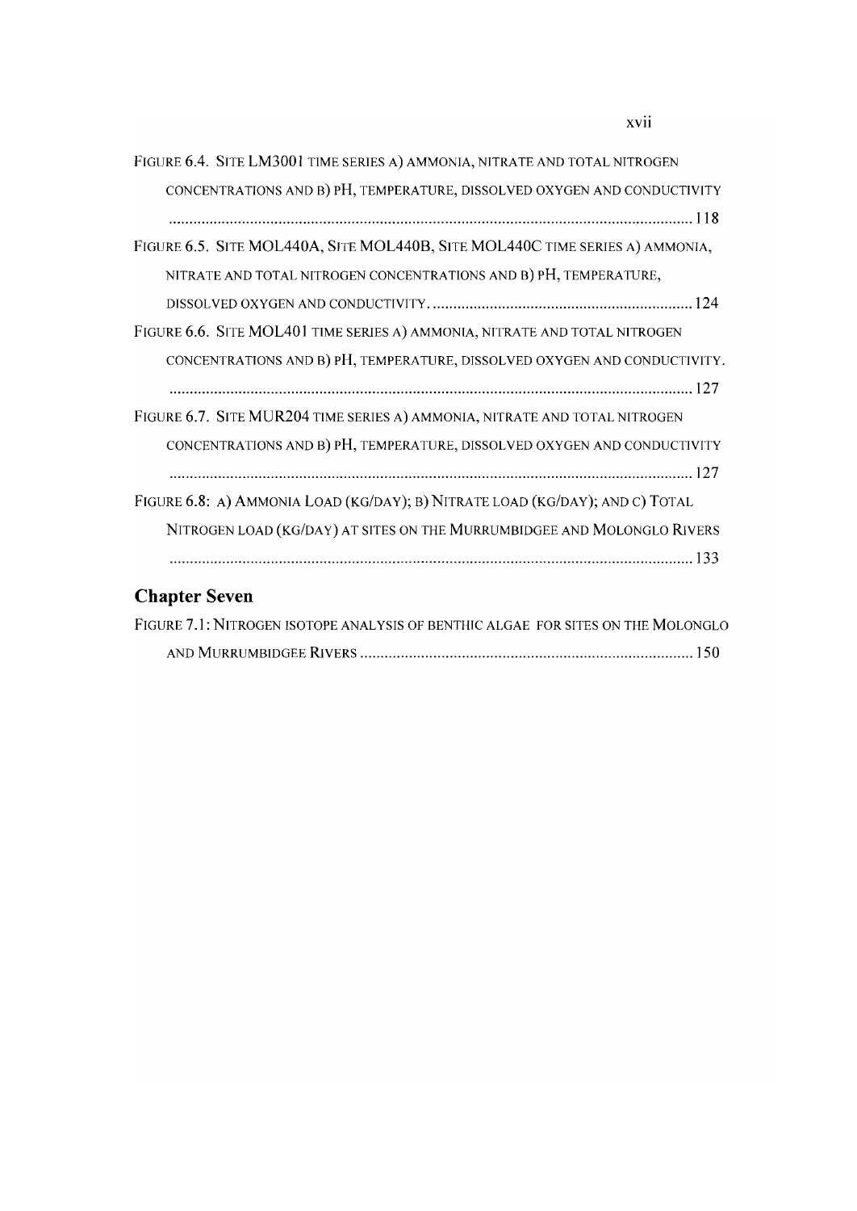Figure 6.4. Site LM3001 time series a) ammonia, nitrate and total nitrogen concentrations and b) pH, temperature, dissolved oxygen and conductivity ........................................................................................................................ 118

Figure 6.5. Site MOL440A, Site MOL440B, Site MOL440C time series a) ammonia, nitrate and total nitrogen concentrations and b) pH, temperature, dissolved oxygen and conductivity. ............................................................... 124

Figure 6.6. Site MOL401 time series a) ammonia, nitrate and total nitrogen concentrations and b) pH, temperature, dissolved oxygen and conductivity. ........................................................................................................................ 127

Figure 6.7. Site MUR204 time series a) ammonia, nitrate and total nitrogen concentrations and b) pH, temperature, dissolved oxygen and conductivity ........................................................................................................................ 127

Figure 6.8: a) Ammonia Load (kg/day); b) Nitrate load (kg/day); and c) Total Nitrogen load (kg/day) at sites on the Murrumbidgee and Molonglo Rivers ........................................................................................................................ 133

## Chapter Seven

Figure 7.1: Nitrogen isotope analysis of benthic algae for sites on the Molonglo and Murrumbidgee Rivers ................................................................................. 150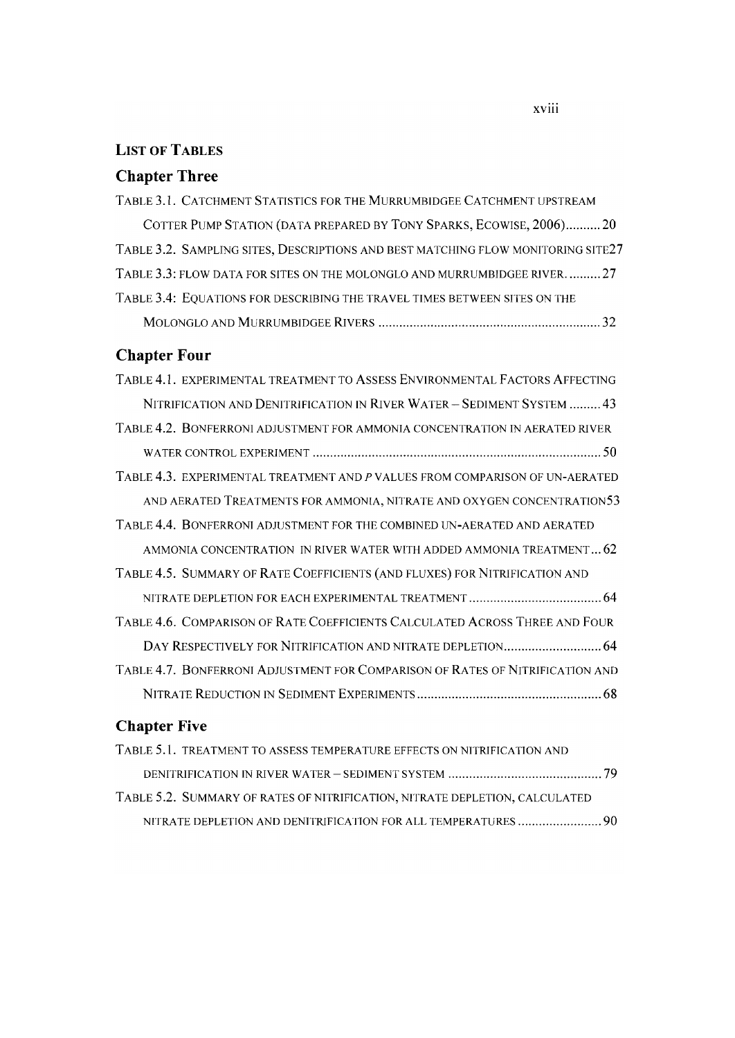## List of Tables

### Chapter Three

Table 3.1. Catchment Statistics for the Murrumbidgee Catchment upstream Cotter Pump Station (data prepared by Tony Sparks, Ecowise, 2006)..........20

Table 3.2. Sampling sites, Descriptions and best matching flow monitoring site27

Table 3.3: flow data for sites on the Molonglo and Murrumbidgee river. ..........27

Table 3.4: Equations for describing the travel times between sites on the Molonglo and Murrumbidgee Rivers ............................................................... 32

### Chapter Four

Table 4.1. experimental treatment to Assess Environmental Factors Affecting Nitrification and Denitrification in River Water – Sediment System .........43

Table 4.2. Bonferroni adjustment for ammonia concentration in aerated river water control experiment .................................................................................. 50

Table 4.3. experimental treatment and *p* values from comparison of un-aerated and aerated Treatments for ammonia, nitrate and oxygen concentration53

Table 4.4. Bonferroni adjustment for the combined un-aerated and aerated ammonia concentration in river water with added ammonia treatment ... 62

Table 4.5. Summary of Rate Coefficients (and fluxes) for Nitrification and nitrate depletion for each experimental treatment ...................................... 64

Table 4.6. Comparison of Rate Coefficients Calculated Across Three and Four Day Respectively for Nitrification and nitrate depletion............................ 64

Table 4.7. Bonferroni Adjustment for Comparison of Rates of Nitrification and Nitrate Reduction in Sediment Experiments ..................................................... 68

### Chapter Five

Table 5.1. treatment to assess temperature effects on nitrification and denitrification in river water – sediment system ............................................ 79

Table 5.2. Summary of rates of nitrification, nitrate depletion, calculated nitrate depletion and denitrification for all temperatures ........................ 90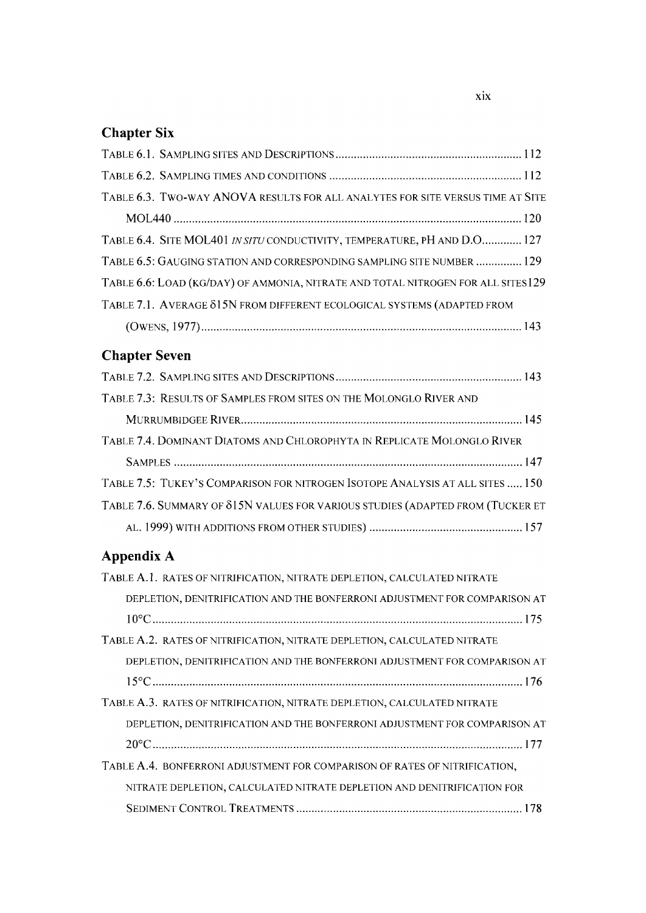## Chapter Six

TABLE 6.1. SAMPLING SITES AND DESCRIPTIONS .......................................................... 112

TABLE 6.2. SAMPLING TIMES AND CONDITIONS .......................................................... 112

TABLE 6.3. TWO-WAY ANOVA RESULTS FOR ALL ANALYTES FOR SITE VERSUS TIME AT SITE MOL440 .......................................................... 120

TABLE 6.4. SITE MOL401 *IN SITU* CONDUCTIVITY, TEMPERATURE, pH AND D.O. .......................................................... 127

TABLE 6.5: GAUGING STATION AND CORRESPONDING SAMPLING SITE NUMBER .......................................................... 129

TABLE 6.6: LOAD (KG/DAY) OF AMMONIA, NITRATE AND TOTAL NITROGEN FOR ALL SITES 129

TABLE 7.1. AVERAGE δ15N FROM DIFFERENT ECOLOGICAL SYSTEMS (ADAPTED FROM (OWENS, 1977) .......................................................... 143

## Chapter Seven

TABLE 7.2. SAMPLING SITES AND DESCRIPTIONS .......................................................... 143

TABLE 7.3: RESULTS OF SAMPLES FROM SITES ON THE MOLONGLO RIVER AND MURRUMBIDGEE RIVER .......................................................... 145

TABLE 7.4. DOMINANT DIATOMS AND CHLOROPHYTA IN REPLICATE MOLONGLO RIVER SAMPLES .......................................................... 147

TABLE 7.5: TUKEY'S COMPARISON FOR NITROGEN ISOTOPE ANALYSIS AT ALL SITES ..... 150

TABLE 7.6. SUMMARY OF δ15N VALUES FOR VARIOUS STUDIES (ADAPTED FROM (TUCKER ET AL. 1999) WITH ADDITIONS FROM OTHER STUDIES) .......................................................... 157

## Appendix A

TABLE A.1. RATES OF NITRIFICATION, NITRATE DEPLETION, CALCULATED NITRATE DEPLETION, DENITRIFICATION AND THE BONFERRONI ADJUSTMENT FOR COMPARISON AT 10°C .......................................................... 175

TABLE A.2. RATES OF NITRIFICATION, NITRATE DEPLETION, CALCULATED NITRATE DEPLETION, DENITRIFICATION AND THE BONFERRONI ADJUSTMENT FOR COMPARISON AT 15°C .......................................................... 176

TABLE A.3. RATES OF NITRIFICATION, NITRATE DEPLETION, CALCULATED NITRATE DEPLETION, DENITRIFICATION AND THE BONFERRONI ADJUSTMENT FOR COMPARISON AT 20°C .......................................................... 177

TABLE A.4. BONFERRONI ADJUSTMENT FOR COMPARISON OF RATES OF NITRIFICATION, NITRATE DEPLETION, CALCULATED NITRATE DEPLETION AND DENITRIFICATION FOR SEDIMENT CONTROL TREATMENTS .......................................................... 178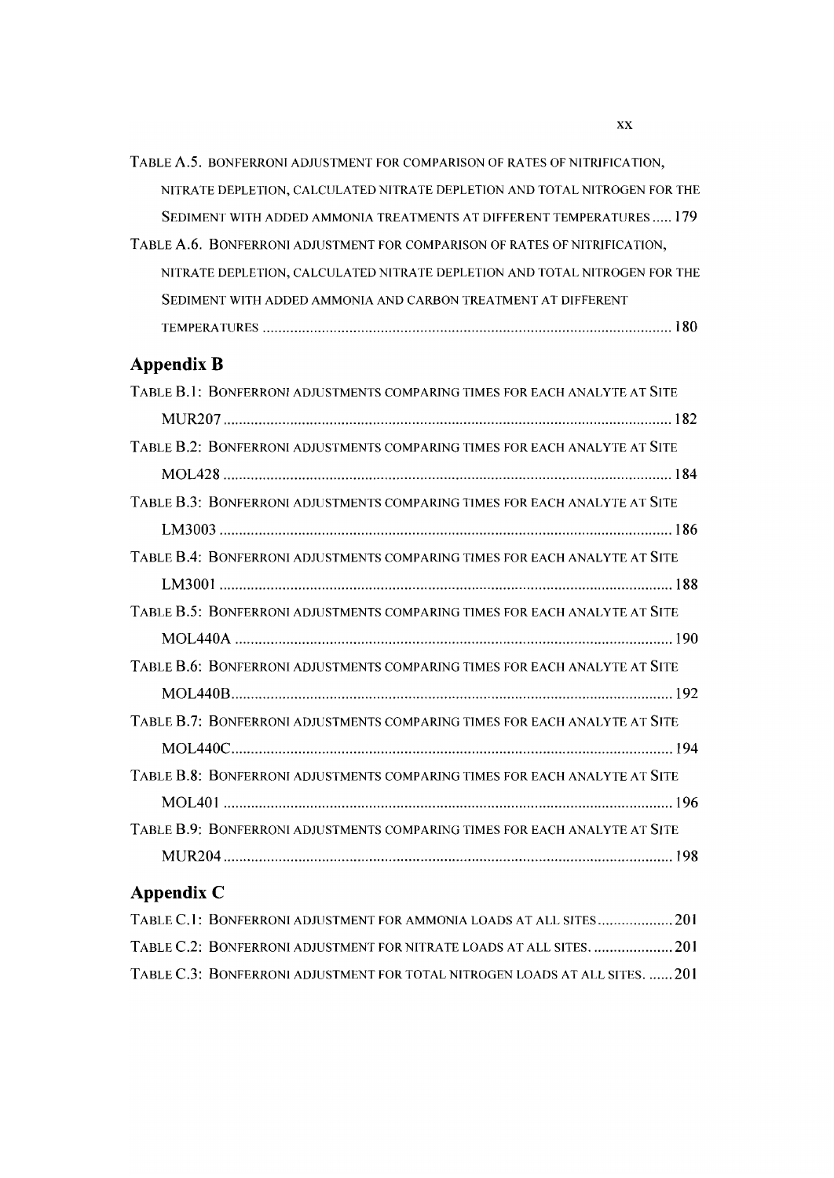TABLE A.5. BONFERRONI ADJUSTMENT FOR COMPARISON OF RATES OF NITRIFICATION, NITRATE DEPLETION, CALCULATED NITRATE DEPLETION AND TOTAL NITROGEN FOR THE SEDIMENT WITH ADDED AMMONIA TREATMENTS AT DIFFERENT TEMPERATURES ..... 179

TABLE A.6. BONFERRONI ADJUSTMENT FOR COMPARISON OF RATES OF NITRIFICATION, NITRATE DEPLETION, CALCULATED NITRATE DEPLETION AND TOTAL NITROGEN FOR THE SEDIMENT WITH ADDED AMMONIA AND CARBON TREATMENT AT DIFFERENT TEMPERATURES ..... 180

## Appendix B

TABLE B.1: BONFERRONI ADJUSTMENTS COMPARING TIMES FOR EACH ANALYTE AT SITE MUR207 ..... 182

TABLE B.2: BONFERRONI ADJUSTMENTS COMPARING TIMES FOR EACH ANALYTE AT SITE MOL428 ..... 184

TABLE B.3: BONFERRONI ADJUSTMENTS COMPARING TIMES FOR EACH ANALYTE AT SITE LM3003 ..... 186

TABLE B.4: BONFERRONI ADJUSTMENTS COMPARING TIMES FOR EACH ANALYTE AT SITE LM3001 ..... 188

TABLE B.5: BONFERRONI ADJUSTMENTS COMPARING TIMES FOR EACH ANALYTE AT SITE MOL440A ..... 190

TABLE B.6: BONFERRONI ADJUSTMENTS COMPARING TIMES FOR EACH ANALYTE AT SITE MOL440B ..... 192

TABLE B.7: BONFERRONI ADJUSTMENTS COMPARING TIMES FOR EACH ANALYTE AT SITE MOL440C ..... 194

TABLE B.8: BONFERRONI ADJUSTMENTS COMPARING TIMES FOR EACH ANALYTE AT SITE MOL401 ..... 196

TABLE B.9: BONFERRONI ADJUSTMENTS COMPARING TIMES FOR EACH ANALYTE AT SITE MUR204 ..... 198

## Appendix C

TABLE C.1: BONFERRONI ADJUSTMENT FOR AMMONIA LOADS AT ALL SITES ..... 201

TABLE C.2: BONFERRONI ADJUSTMENT FOR NITRATE LOADS AT ALL SITES. ..... 201

TABLE C.3: BONFERRONI ADJUSTMENT FOR TOTAL NITROGEN LOADS AT ALL SITES. ..... 201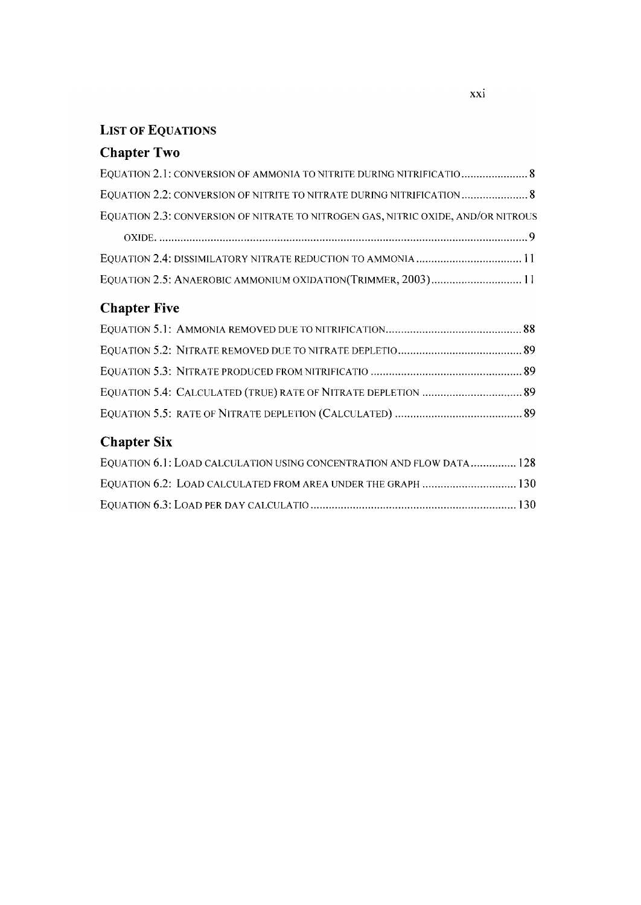# LIST OF EQUATIONS

## Chapter Two

EQUATION 2.1: CONVERSION OF AMMONIA TO NITRITE DURING NITRIFICATIO ...................... 8

EQUATION 2.2: CONVERSION OF NITRITE TO NITRATE DURING NITRIFICATION ...................... 8

EQUATION 2.3: CONVERSION OF NITRATE TO NITROGEN GAS, NITRIC OXIDE, AND/OR NITROUS OXIDE. ........................................................................................................................ 9

EQUATION 2.4: DISSIMILATORY NITRATE REDUCTION TO AMMONIA ................................... 11

EQUATION 2.5: ANAEROBIC AMMONIUM OXIDATION(TRIMMER, 2003) .............................. 11

## Chapter Five

EQUATION 5.1: AMMONIA REMOVED DUE TO NITRIFICATION ............................................ 88

EQUATION 5.2: NITRATE REMOVED DUE TO NITRATE DEPLETIO ......................................... 89

EQUATION 5.3: NITRATE PRODUCED FROM NITRIFICATIO .................................................. 89

EQUATION 5.4: CALCULATED (TRUE) RATE OF NITRATE DEPLETION ................................. 89

EQUATION 5.5: RATE OF NITRATE DEPLETION (CALCULATED) .......................................... 89

## Chapter Six

EQUATION 6.1: LOAD CALCULATION USING CONCENTRATION AND FLOW DATA ............... 128

EQUATION 6.2: LOAD CALCULATED FROM AREA UNDER THE GRAPH ............................... 130

EQUATION 6.3: LOAD PER DAY CALCULATIO ................................................................... 130